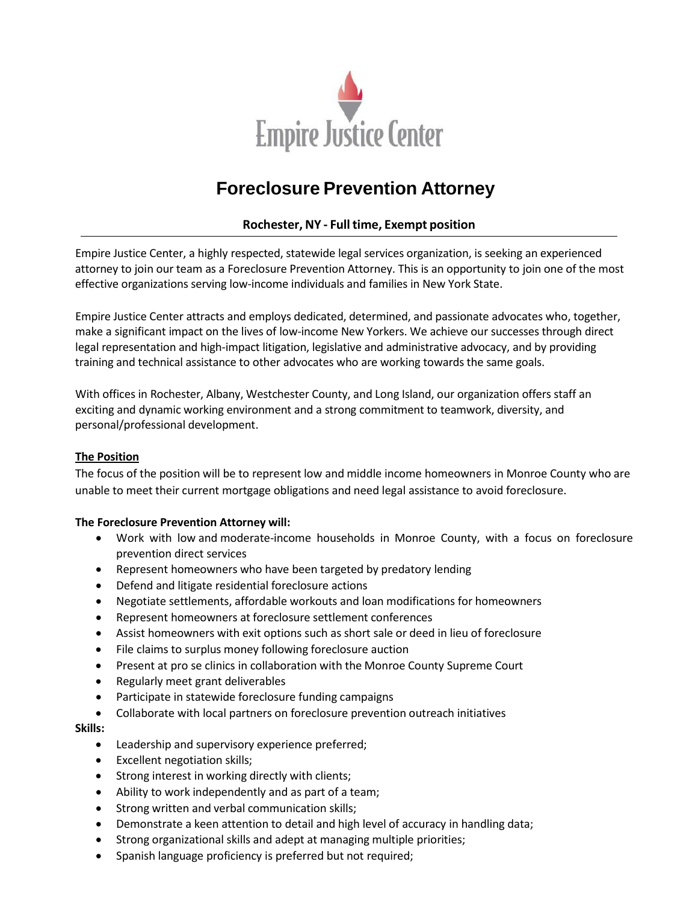Empire Justice Center

# Foreclosure Prevention Attorney

**Rochester, NY - Full time, Exempt position**

Empire Justice Center, a highly respected, statewide legal services organization, is seeking an experienced attorney to join our team as a Foreclosure Prevention Attorney. This is an opportunity to join one of the most effective organizations serving low-income individuals and families in New York State.

Empire Justice Center attracts and employs dedicated, determined, and passionate advocates who, together, make a significant impact on the lives of low-income New Yorkers. We achieve our successes through direct legal representation and high-impact litigation, legislative and administrative advocacy, and by providing training and technical assistance to other advocates who are working towards the same goals.

With offices in Rochester, Albany, Westchester County, and Long Island, our organization offers staff an exciting and dynamic working environment and a strong commitment to teamwork, diversity, and personal/professional development.

**<u>The Position</u>**

The focus of the position will be to represent low and middle income homeowners in Monroe County who are unable to meet their current mortgage obligations and need legal assistance to avoid foreclosure.

**The Foreclosure Prevention Attorney will:**

- Work with low and moderate-income households in Monroe County, with a focus on foreclosure prevention direct services
- Represent homeowners who have been targeted by predatory lending
- Defend and litigate residential foreclosure actions
- Negotiate settlements, affordable workouts and loan modifications for homeowners
- Represent homeowners at foreclosure settlement conferences
- Assist homeowners with exit options such as short sale or deed in lieu of foreclosure
- File claims to surplus money following foreclosure auction
- Present at pro se clinics in collaboration with the Monroe County Supreme Court
- Regularly meet grant deliverables
- Participate in statewide foreclosure funding campaigns
- Collaborate with local partners on foreclosure prevention outreach initiatives

**Skills:**

- Leadership and supervisory experience preferred;
- Excellent negotiation skills;
- Strong interest in working directly with clients;
- Ability to work independently and as part of a team;
- Strong written and verbal communication skills;
- Demonstrate a keen attention to detail and high level of accuracy in handling data;
- Strong organizational skills and adept at managing multiple priorities;
- Spanish language proficiency is preferred but not required;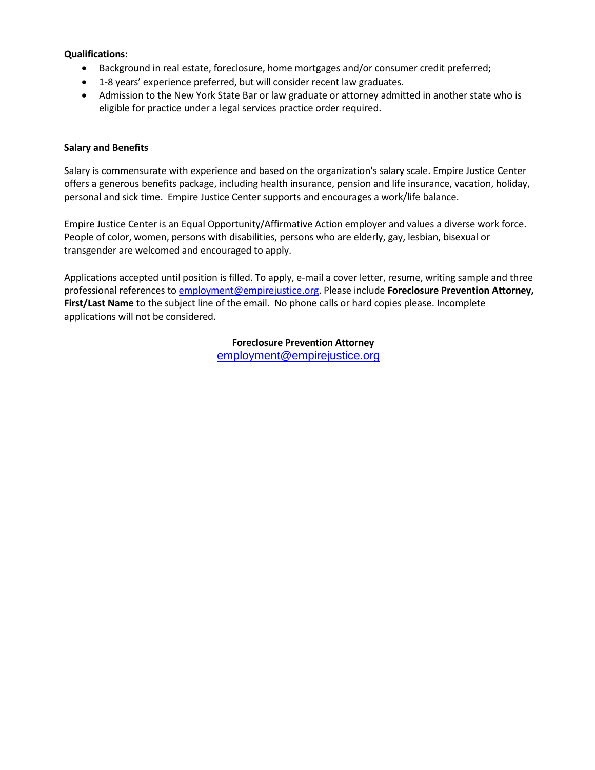**Qualifications:**

- Background in real estate, foreclosure, home mortgages and/or consumer credit preferred;
- 1-8 years' experience preferred, but will consider recent law graduates.
- Admission to the New York State Bar or law graduate or attorney admitted in another state who is eligible for practice under a legal services practice order required.

**Salary and Benefits**

Salary is commensurate with experience and based on the organization's salary scale. Empire Justice Center offers a generous benefits package, including health insurance, pension and life insurance, vacation, holiday, personal and sick time. Empire Justice Center supports and encourages a work/life balance.

Empire Justice Center is an Equal Opportunity/Affirmative Action employer and values a diverse work force. People of color, women, persons with disabilities, persons who are elderly, gay, lesbian, bisexual or transgender are welcomed and encouraged to apply.

Applications accepted until position is filled. To apply, e-mail a cover letter, resume, writing sample and three professional references to employment@empirejustice.org. Please include **Foreclosure Prevention Attorney, First/Last Name** to the subject line of the email. No phone calls or hard copies please. Incomplete applications will not be considered.

**Foreclosure Prevention Attorney**
employment@empirejustice.org